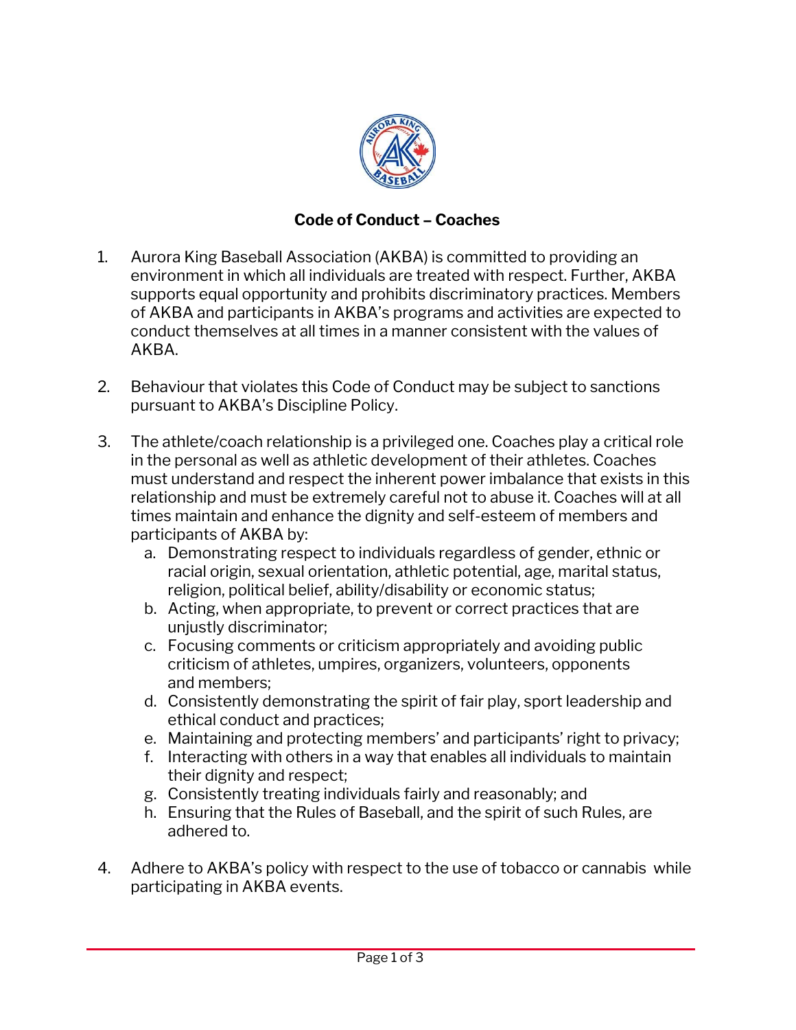**Code of Conduct – Coaches**

1. Aurora King Baseball Association (AKBA) is committed to providing an environment in which all individuals are treated with respect. Further, AKBA supports equal opportunity and prohibits discriminatory practices. Members of AKBA and participants in AKBA's programs and activities are expected to conduct themselves at all times in a manner consistent with the values of AKBA.

2. Behaviour that violates this Code of Conduct may be subject to sanctions pursuant to AKBA's Discipline Policy.

3. The athlete/coach relationship is a privileged one. Coaches play a critical role in the personal as well as athletic development of their athletes. Coaches must understand and respect the inherent power imbalance that exists in this relationship and must be extremely careful not to abuse it. Coaches will at all times maintain and enhance the dignity and self-esteem of members and participants of AKBA by:
   a. Demonstrating respect to individuals regardless of gender, ethnic or racial origin, sexual orientation, athletic potential, age, marital status, religion, political belief, ability/disability or economic status;
   b. Acting, when appropriate, to prevent or correct practices that are unjustly discriminator;
   c. Focusing comments or criticism appropriately and avoiding public criticism of athletes, umpires, organizers, volunteers, opponents and members;
   d. Consistently demonstrating the spirit of fair play, sport leadership and ethical conduct and practices;
   e. Maintaining and protecting members' and participants' right to privacy;
   f. Interacting with others in a way that enables all individuals to maintain their dignity and respect;
   g. Consistently treating individuals fairly and reasonably; and
   h. Ensuring that the Rules of Baseball, and the spirit of such Rules, are adhered to.

4. Adhere to AKBA's policy with respect to the use of tobacco or cannabis while participating in AKBA events.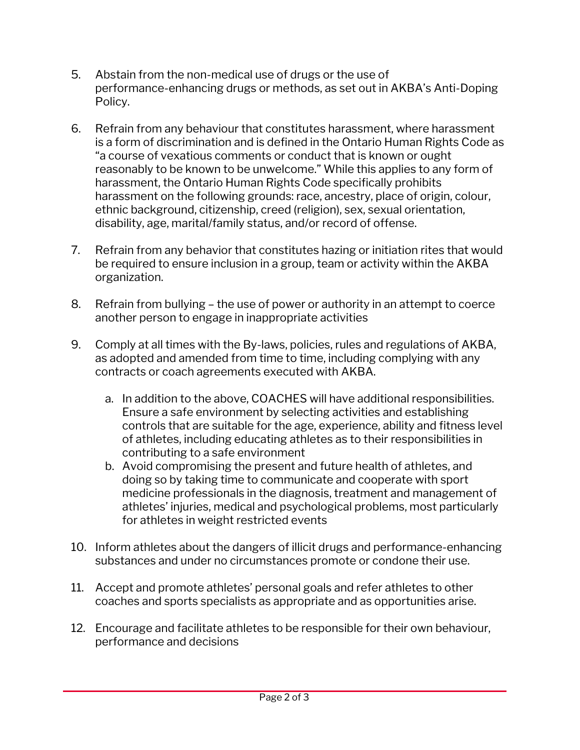5. Abstain from the non-medical use of drugs or the use of performance-enhancing drugs or methods, as set out in AKBA's Anti-Doping Policy.

6. Refrain from any behaviour that constitutes harassment, where harassment is a form of discrimination and is defined in the Ontario Human Rights Code as "a course of vexatious comments or conduct that is known or ought reasonably to be known to be unwelcome." While this applies to any form of harassment, the Ontario Human Rights Code specifically prohibits harassment on the following grounds: race, ancestry, place of origin, colour, ethnic background, citizenship, creed (religion), sex, sexual orientation, disability, age, marital/family status, and/or record of offense.

7. Refrain from any behavior that constitutes hazing or initiation rites that would be required to ensure inclusion in a group, team or activity within the AKBA organization.

8. Refrain from bullying – the use of power or authority in an attempt to coerce another person to engage in inappropriate activities

9. Comply at all times with the By-laws, policies, rules and regulations of AKBA, as adopted and amended from time to time, including complying with any contracts or coach agreements executed with AKBA.

    a. In addition to the above, COACHES will have additional responsibilities. Ensure a safe environment by selecting activities and establishing controls that are suitable for the age, experience, ability and fitness level of athletes, including educating athletes as to their responsibilities in contributing to a safe environment
    b. Avoid compromising the present and future health of athletes, and doing so by taking time to communicate and cooperate with sport medicine professionals in the diagnosis, treatment and management of athletes' injuries, medical and psychological problems, most particularly for athletes in weight restricted events

10. Inform athletes about the dangers of illicit drugs and performance-enhancing substances and under no circumstances promote or condone their use.

11. Accept and promote athletes' personal goals and refer athletes to other coaches and sports specialists as appropriate and as opportunities arise.

12. Encourage and facilitate athletes to be responsible for their own behaviour, performance and decisions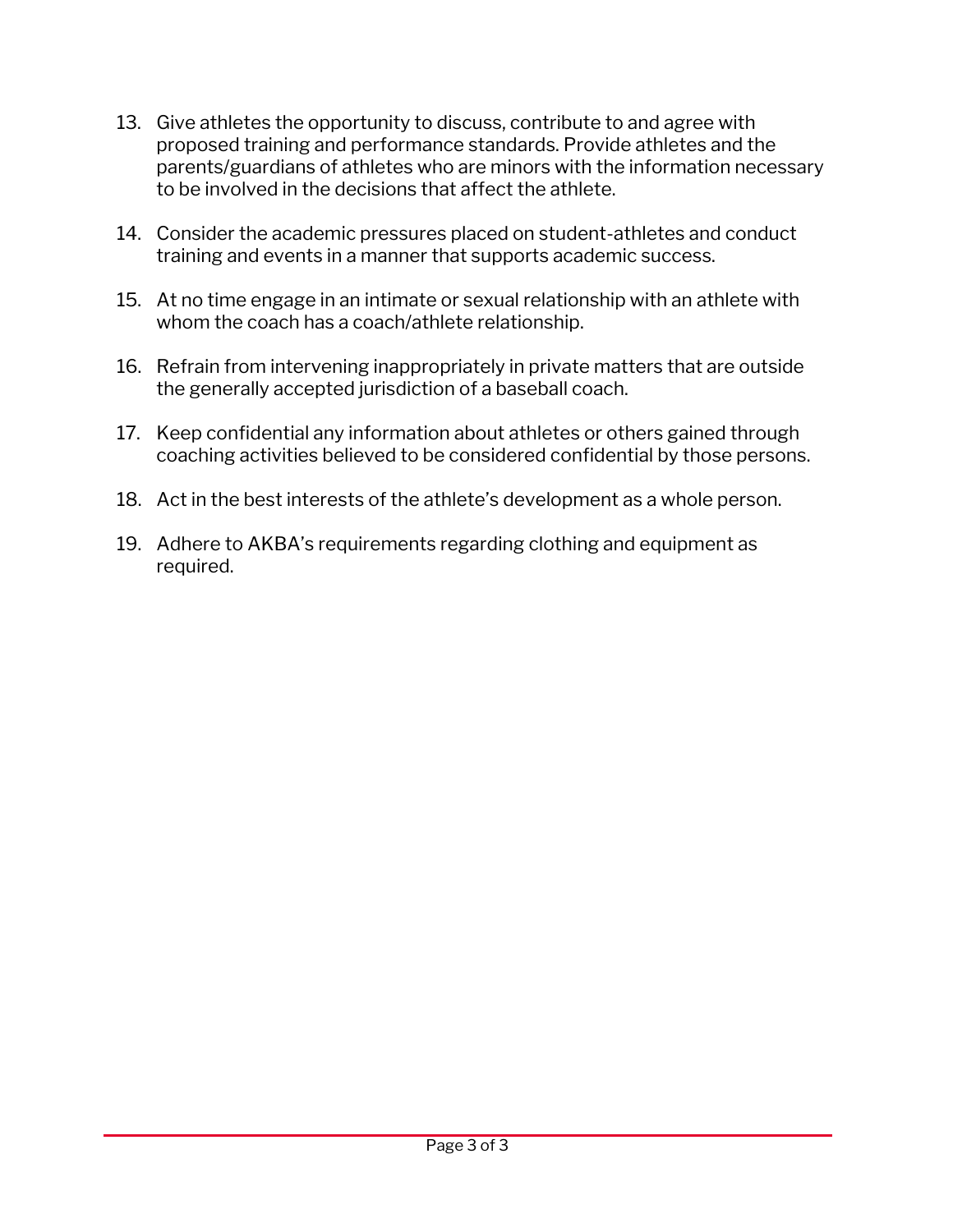13. Give athletes the opportunity to discuss, contribute to and agree with proposed training and performance standards. Provide athletes and the parents/guardians of athletes who are minors with the information necessary to be involved in the decisions that affect the athlete.

14. Consider the academic pressures placed on student-athletes and conduct training and events in a manner that supports academic success.

15. At no time engage in an intimate or sexual relationship with an athlete with whom the coach has a coach/athlete relationship.

16. Refrain from intervening inappropriately in private matters that are outside the generally accepted jurisdiction of a baseball coach.

17. Keep confidential any information about athletes or others gained through coaching activities believed to be considered confidential by those persons.

18. Act in the best interests of the athlete's development as a whole person.

19. Adhere to AKBA's requirements regarding clothing and equipment as required.